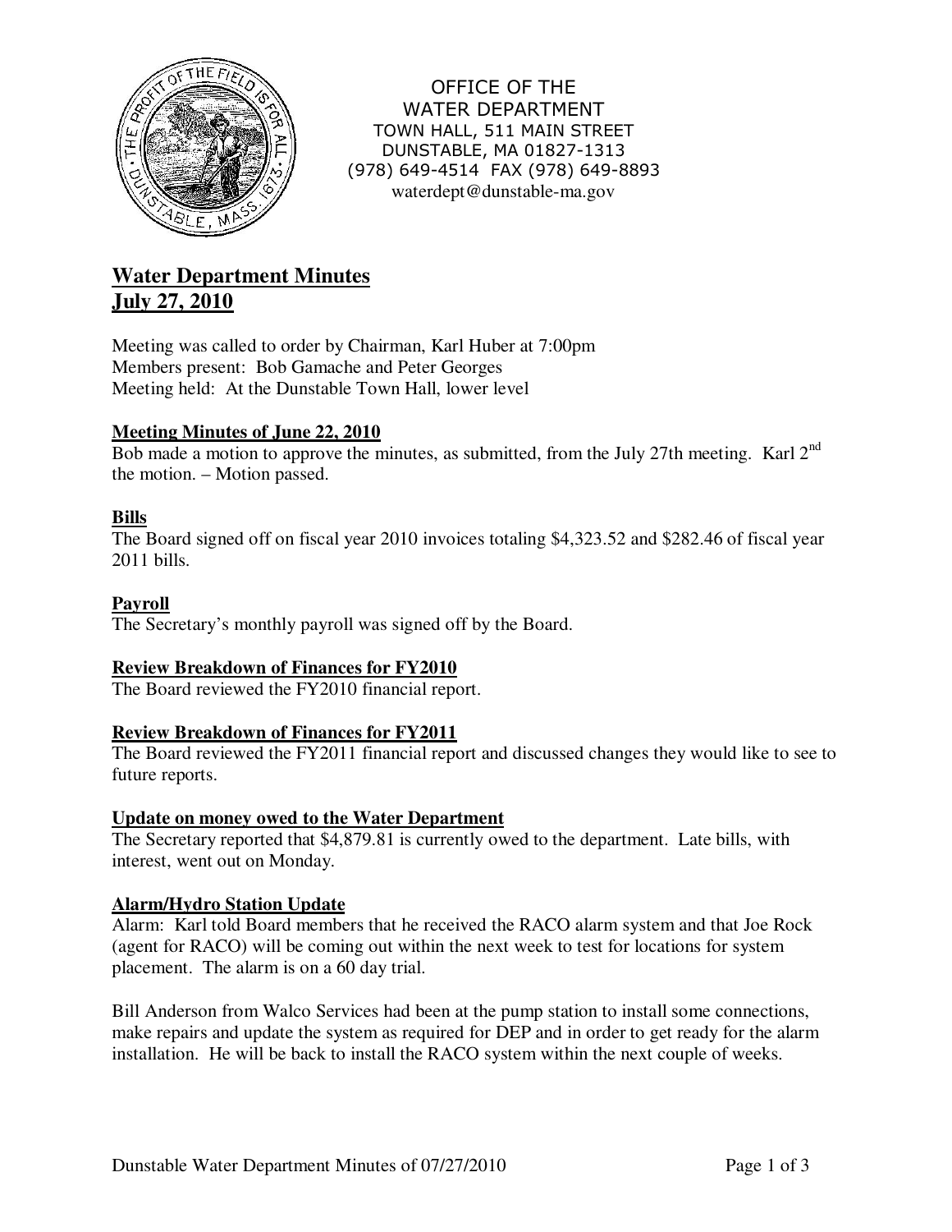OFFICE OF THE
WATER DEPARTMENT
TOWN HALL, 511 MAIN STREET
DUNSTABLE, MA 01827-1313
(978) 649-4514 FAX (978) 649-8893
waterdept@dunstable-ma.gov

# Water Department Minutes
# July 27, 2010

Meeting was called to order by Chairman, Karl Huber at 7:00pm
Members present: Bob Gamache and Peter Georges
Meeting held: At the Dunstable Town Hall, lower level

**Meeting Minutes of June 22, 2010**

Bob made a motion to approve the minutes, as submitted, from the July 27th meeting. Karl 2nd the motion. – Motion passed.

**Bills**

The Board signed off on fiscal year 2010 invoices totaling $4,323.52 and $282.46 of fiscal year 2011 bills.

**Payroll**

The Secretary's monthly payroll was signed off by the Board.

**Review Breakdown of Finances for FY2010**

The Board reviewed the FY2010 financial report.

**Review Breakdown of Finances for FY2011**

The Board reviewed the FY2011 financial report and discussed changes they would like to see to future reports.

**Update on money owed to the Water Department**

The Secretary reported that $4,879.81 is currently owed to the department. Late bills, with interest, went out on Monday.

**Alarm/Hydro Station Update**

Alarm: Karl told Board members that he received the RACO alarm system and that Joe Rock (agent for RACO) will be coming out within the next week to test for locations for system placement. The alarm is on a 60 day trial.

Bill Anderson from Walco Services had been at the pump station to install some connections, make repairs and update the system as required for DEP and in order to get ready for the alarm installation. He will be back to install the RACO system within the next couple of weeks.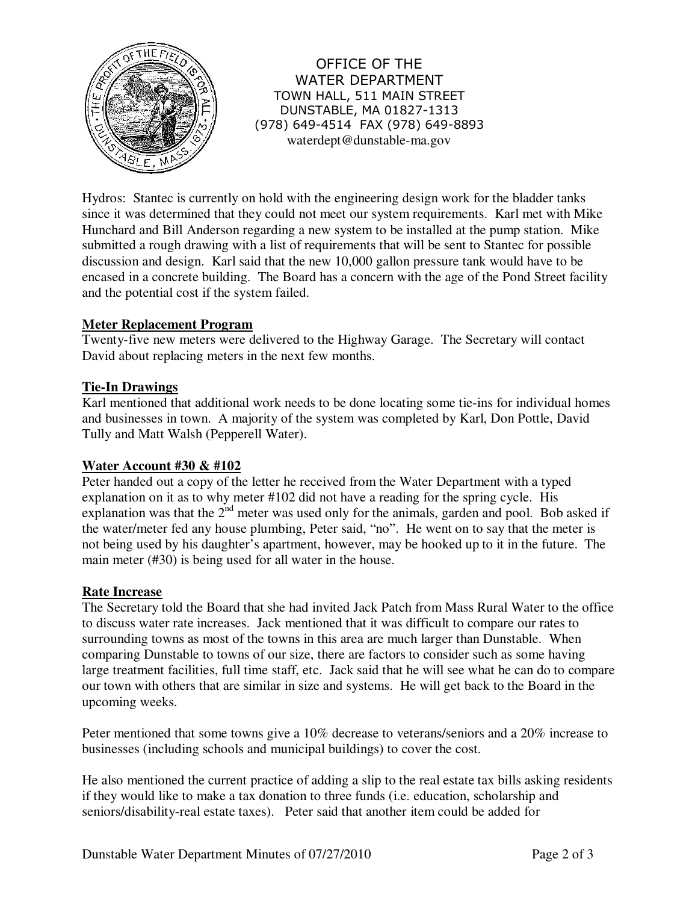OFFICE OF THE
WATER DEPARTMENT
TOWN HALL, 511 MAIN STREET
DUNSTABLE, MA 01827-1313
(978) 649-4514 FAX (978) 649-8893
waterdept@dunstable-ma.gov

Hydros: Stantec is currently on hold with the engineering design work for the bladder tanks since it was determined that they could not meet our system requirements. Karl met with Mike Hunchard and Bill Anderson regarding a new system to be installed at the pump station. Mike submitted a rough drawing with a list of requirements that will be sent to Stantec for possible discussion and design. Karl said that the new 10,000 gallon pressure tank would have to be encased in a concrete building. The Board has a concern with the age of the Pond Street facility and the potential cost if the system failed.

**Meter Replacement Program**

Twenty-five new meters were delivered to the Highway Garage. The Secretary will contact David about replacing meters in the next few months.

**Tie-In Drawings**

Karl mentioned that additional work needs to be done locating some tie-ins for individual homes and businesses in town. A majority of the system was completed by Karl, Don Pottle, David Tully and Matt Walsh (Pepperell Water).

**Water Account #30 & #102**

Peter handed out a copy of the letter he received from the Water Department with a typed explanation on it as to why meter #102 did not have a reading for the spring cycle. His explanation was that the 2nd meter was used only for the animals, garden and pool. Bob asked if the water/meter fed any house plumbing, Peter said, "no". He went on to say that the meter is not being used by his daughter's apartment, however, may be hooked up to it in the future. The main meter (#30) is being used for all water in the house.

**Rate Increase**

The Secretary told the Board that she had invited Jack Patch from Mass Rural Water to the office to discuss water rate increases. Jack mentioned that it was difficult to compare our rates to surrounding towns as most of the towns in this area are much larger than Dunstable. When comparing Dunstable to towns of our size, there are factors to consider such as some having large treatment facilities, full time staff, etc. Jack said that he will see what he can do to compare our town with others that are similar in size and systems. He will get back to the Board in the upcoming weeks.

Peter mentioned that some towns give a 10% decrease to veterans/seniors and a 20% increase to businesses (including schools and municipal buildings) to cover the cost.

He also mentioned the current practice of adding a slip to the real estate tax bills asking residents if they would like to make a tax donation to three funds (i.e. education, scholarship and seniors/disability-real estate taxes). Peter said that another item could be added for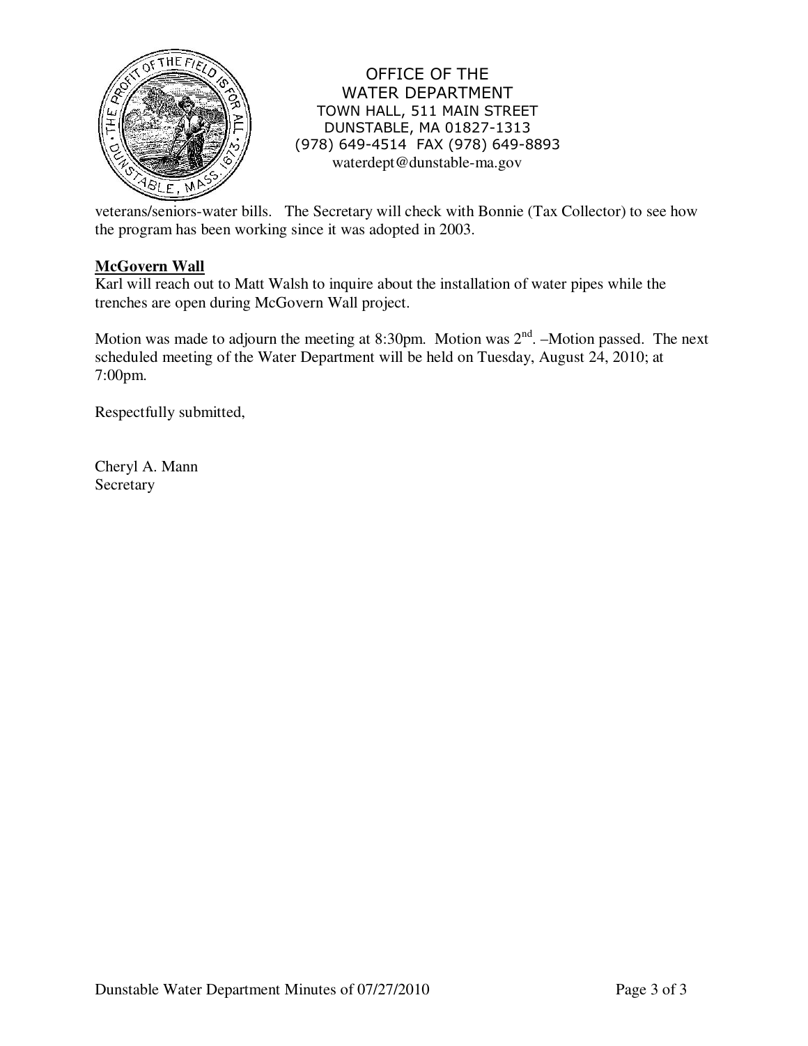OFFICE OF THE
WATER DEPARTMENT
TOWN HALL, 511 MAIN STREET
DUNSTABLE, MA 01827-1313
(978) 649-4514 FAX (978) 649-8893
waterdept@dunstable-ma.gov

veterans/seniors-water bills. The Secretary will check with Bonnie (Tax Collector) to see how the program has been working since it was adopted in 2003.

**McGovern Wall**

Karl will reach out to Matt Walsh to inquire about the installation of water pipes while the trenches are open during McGovern Wall project.

Motion was made to adjourn the meeting at 8:30pm. Motion was 2nd. –Motion passed. The next scheduled meeting of the Water Department will be held on Tuesday, August 24, 2010; at 7:00pm.

Respectfully submitted,

Cheryl A. Mann
Secretary